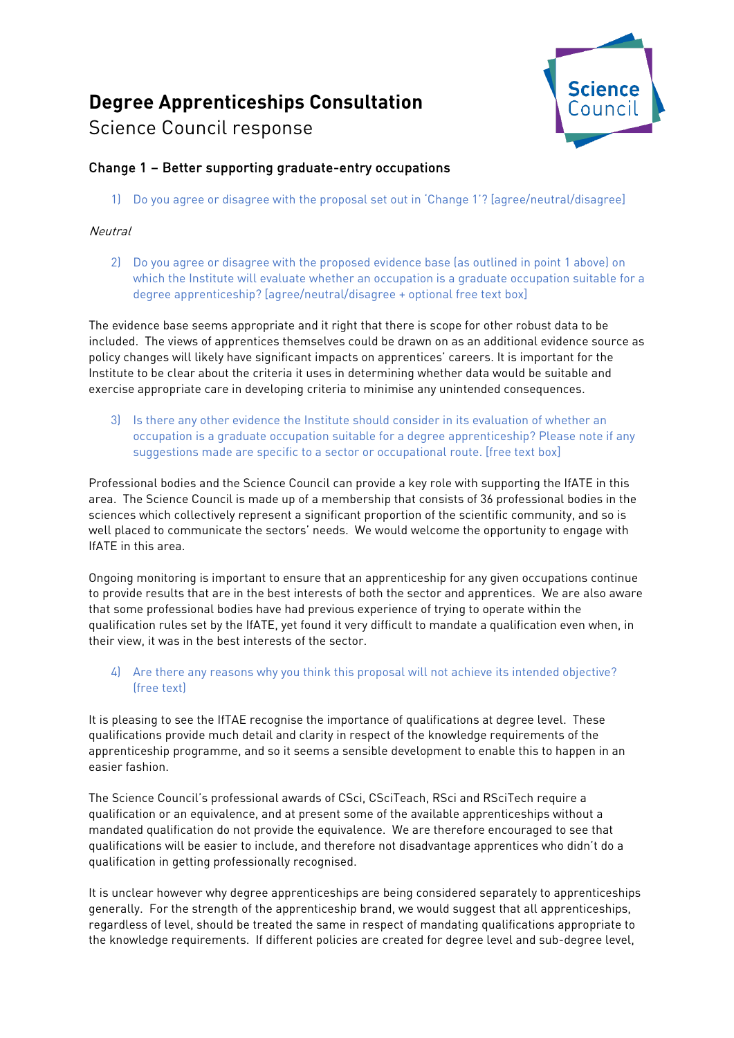# Degree Apprenticeships Consultation

Science Council response

## Change 1 – Better supporting graduate-entry occupations

1) Do you agree or disagree with the proposal set out in 'Change 1'? [agree/neutral/disagree]

*Neutral*

2) Do you agree or disagree with the proposed evidence base (as outlined in point 1 above) on which the Institute will evaluate whether an occupation is a graduate occupation suitable for a degree apprenticeship? [agree/neutral/disagree + optional free text box]

The evidence base seems appropriate and it right that there is scope for other robust data to be included. The views of apprentices themselves could be drawn on as an additional evidence source as policy changes will likely have significant impacts on apprentices' careers. It is important for the Institute to be clear about the criteria it uses in determining whether data would be suitable and exercise appropriate care in developing criteria to minimise any unintended consequences.

3) Is there any other evidence the Institute should consider in its evaluation of whether an occupation is a graduate occupation suitable for a degree apprenticeship? Please note if any suggestions made are specific to a sector or occupational route. [free text box]

Professional bodies and the Science Council can provide a key role with supporting the IfATE in this area. The Science Council is made up of a membership that consists of 36 professional bodies in the sciences which collectively represent a significant proportion of the scientific community, and so is well placed to communicate the sectors' needs. We would welcome the opportunity to engage with IfATE in this area.

Ongoing monitoring is important to ensure that an apprenticeship for any given occupations continue to provide results that are in the best interests of both the sector and apprentices. We are also aware that some professional bodies have had previous experience of trying to operate within the qualification rules set by the IfATE, yet found it very difficult to mandate a qualification even when, in their view, it was in the best interests of the sector.

4) Are there any reasons why you think this proposal will not achieve its intended objective? (free text)

It is pleasing to see the IfTAE recognise the importance of qualifications at degree level. These qualifications provide much detail and clarity in respect of the knowledge requirements of the apprenticeship programme, and so it seems a sensible development to enable this to happen in an easier fashion.

The Science Council's professional awards of CSci, CSciTeach, RSci and RSciTech require a qualification or an equivalence, and at present some of the available apprenticeships without a mandated qualification do not provide the equivalence. We are therefore encouraged to see that qualifications will be easier to include, and therefore not disadvantage apprentices who didn't do a qualification in getting professionally recognised.

It is unclear however why degree apprenticeships are being considered separately to apprenticeships generally. For the strength of the apprenticeship brand, we would suggest that all apprenticeships, regardless of level, should be treated the same in respect of mandating qualifications appropriate to the knowledge requirements. If different policies are created for degree level and sub-degree level,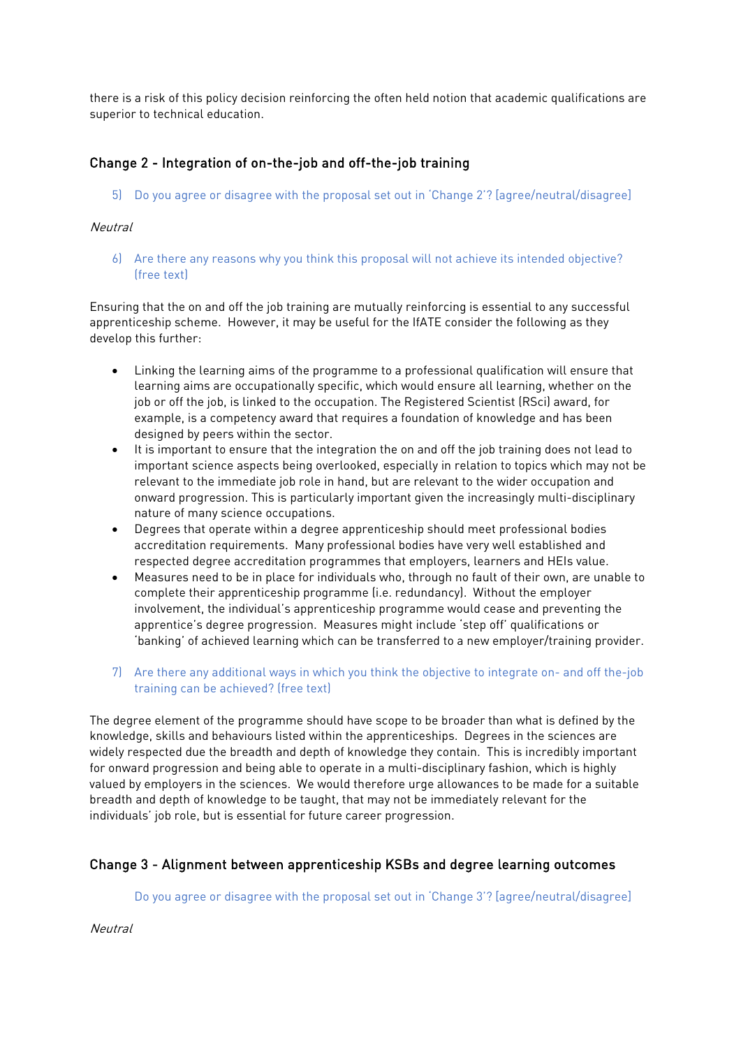there is a risk of this policy decision reinforcing the often held notion that academic qualifications are superior to technical education.

## Change 2 - Integration of on-the-job and off-the-job training

5) Do you agree or disagree with the proposal set out in 'Change 2'? [agree/neutral/disagree]

*Neutral*

6) Are there any reasons why you think this proposal will not achieve its intended objective? (free text)

Ensuring that the on and off the job training are mutually reinforcing is essential to any successful apprenticeship scheme. However, it may be useful for the IfATE consider the following as they develop this further:

- Linking the learning aims of the programme to a professional qualification will ensure that learning aims are occupationally specific, which would ensure all learning, whether on the job or off the job, is linked to the occupation. The Registered Scientist (RSci) award, for example, is a competency award that requires a foundation of knowledge and has been designed by peers within the sector.
- It is important to ensure that the integration the on and off the job training does not lead to important science aspects being overlooked, especially in relation to topics which may not be relevant to the immediate job role in hand, but are relevant to the wider occupation and onward progression. This is particularly important given the increasingly multi-disciplinary nature of many science occupations.
- Degrees that operate within a degree apprenticeship should meet professional bodies accreditation requirements. Many professional bodies have very well established and respected degree accreditation programmes that employers, learners and HEIs value.
- Measures need to be in place for individuals who, through no fault of their own, are unable to complete their apprenticeship programme (i.e. redundancy). Without the employer involvement, the individual's apprenticeship programme would cease and preventing the apprentice's degree progression. Measures might include 'step off' qualifications or 'banking' of achieved learning which can be transferred to a new employer/training provider.

7) Are there any additional ways in which you think the objective to integrate on- and off the-job training can be achieved? (free text)

The degree element of the programme should have scope to be broader than what is defined by the knowledge, skills and behaviours listed within the apprenticeships. Degrees in the sciences are widely respected due the breadth and depth of knowledge they contain. This is incredibly important for onward progression and being able to operate in a multi-disciplinary fashion, which is highly valued by employers in the sciences. We would therefore urge allowances to be made for a suitable breadth and depth of knowledge to be taught, that may not be immediately relevant for the individuals' job role, but is essential for future career progression.

## Change 3 - Alignment between apprenticeship KSBs and degree learning outcomes

Do you agree or disagree with the proposal set out in 'Change 3'? [agree/neutral/disagree]

*Neutral*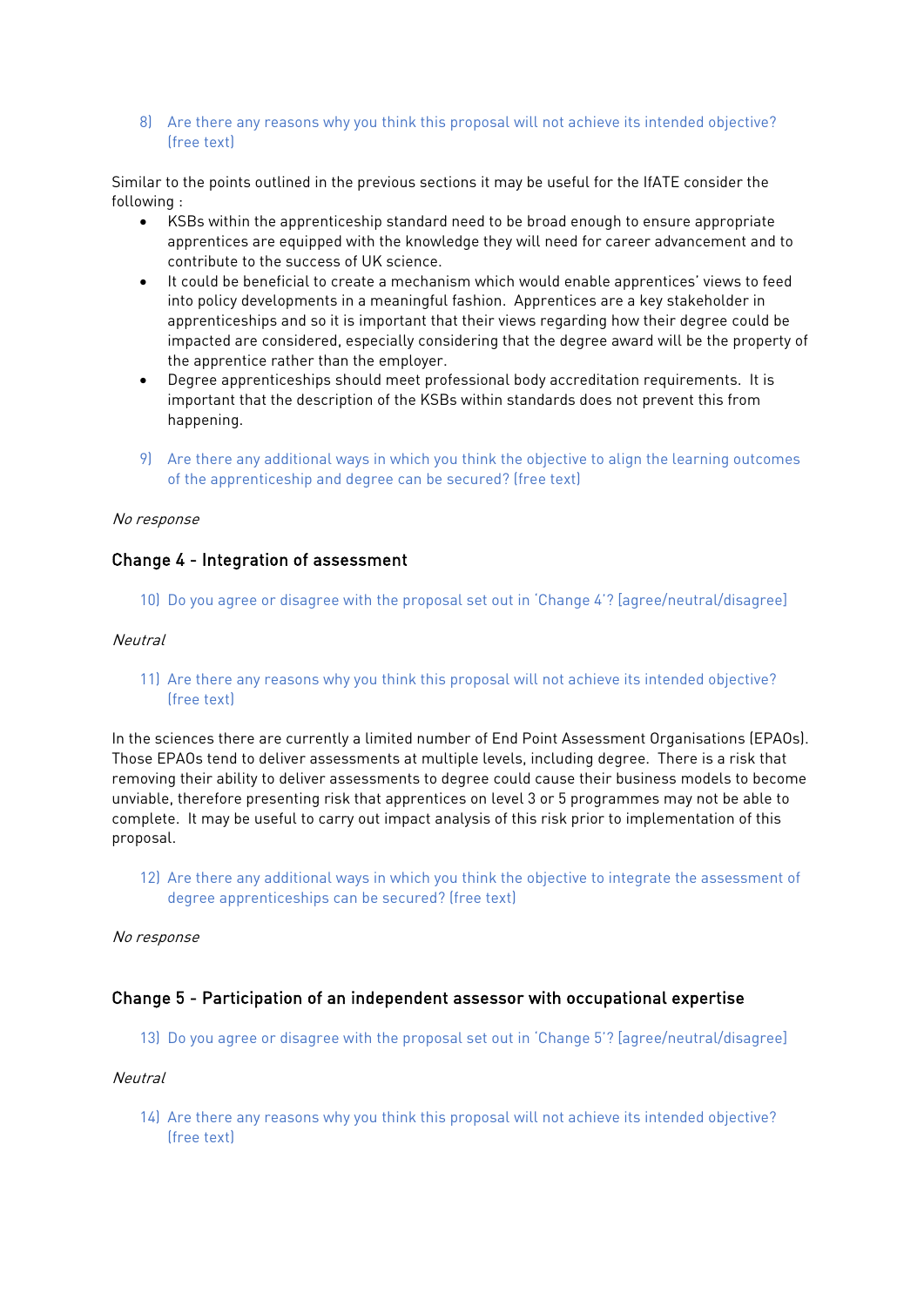8) Are there any reasons why you think this proposal will not achieve its intended objective? (free text)

Similar to the points outlined in the previous sections it may be useful for the IfATE consider the following :

- KSBs within the apprenticeship standard need to be broad enough to ensure appropriate apprentices are equipped with the knowledge they will need for career advancement and to contribute to the success of UK science.
- It could be beneficial to create a mechanism which would enable apprentices' views to feed into policy developments in a meaningful fashion. Apprentices are a key stakeholder in apprenticeships and so it is important that their views regarding how their degree could be impacted are considered, especially considering that the degree award will be the property of the apprentice rather than the employer.
- Degree apprenticeships should meet professional body accreditation requirements. It is important that the description of the KSBs within standards does not prevent this from happening.

9) Are there any additional ways in which you think the objective to align the learning outcomes of the apprenticeship and degree can be secured? (free text)

*No response*

## Change 4 - Integration of assessment

10) Do you agree or disagree with the proposal set out in 'Change 4'? [agree/neutral/disagree]

*Neutral*

11) Are there any reasons why you think this proposal will not achieve its intended objective? (free text)

In the sciences there are currently a limited number of End Point Assessment Organisations (EPAOs). Those EPAOs tend to deliver assessments at multiple levels, including degree. There is a risk that removing their ability to deliver assessments to degree could cause their business models to become unviable, therefore presenting risk that apprentices on level 3 or 5 programmes may not be able to complete. It may be useful to carry out impact analysis of this risk prior to implementation of this proposal.

12) Are there any additional ways in which you think the objective to integrate the assessment of degree apprenticeships can be secured? (free text)

*No response*

## Change 5 - Participation of an independent assessor with occupational expertise

13) Do you agree or disagree with the proposal set out in 'Change 5'? [agree/neutral/disagree]

*Neutral*

14) Are there any reasons why you think this proposal will not achieve its intended objective? (free text)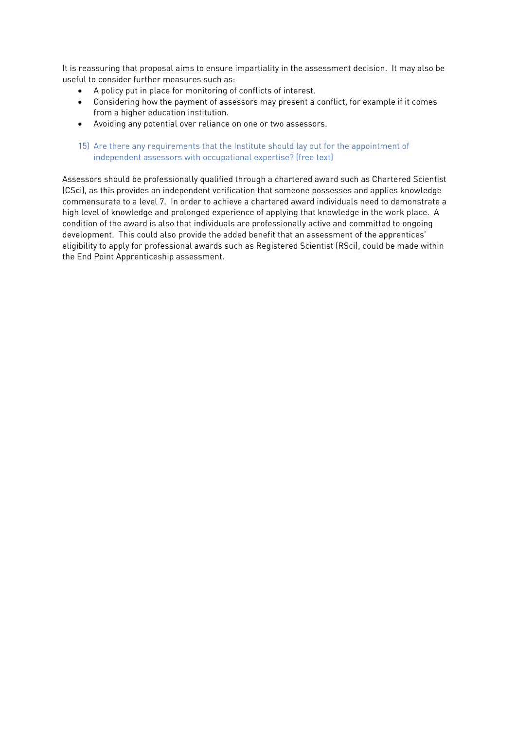It is reassuring that proposal aims to ensure impartiality in the assessment decision. It may also be useful to consider further measures such as:

- A policy put in place for monitoring of conflicts of interest.
- Considering how the payment of assessors may present a conflict, for example if it comes from a higher education institution.
- Avoiding any potential over reliance on one or two assessors.

15) Are there any requirements that the Institute should lay out for the appointment of independent assessors with occupational expertise? (free text)

Assessors should be professionally qualified through a chartered award such as Chartered Scientist (CSci), as this provides an independent verification that someone possesses and applies knowledge commensurate to a level 7. In order to achieve a chartered award individuals need to demonstrate a high level of knowledge and prolonged experience of applying that knowledge in the work place. A condition of the award is also that individuals are professionally active and committed to ongoing development. This could also provide the added benefit that an assessment of the apprentices' eligibility to apply for professional awards such as Registered Scientist (RSci), could be made within the End Point Apprenticeship assessment.